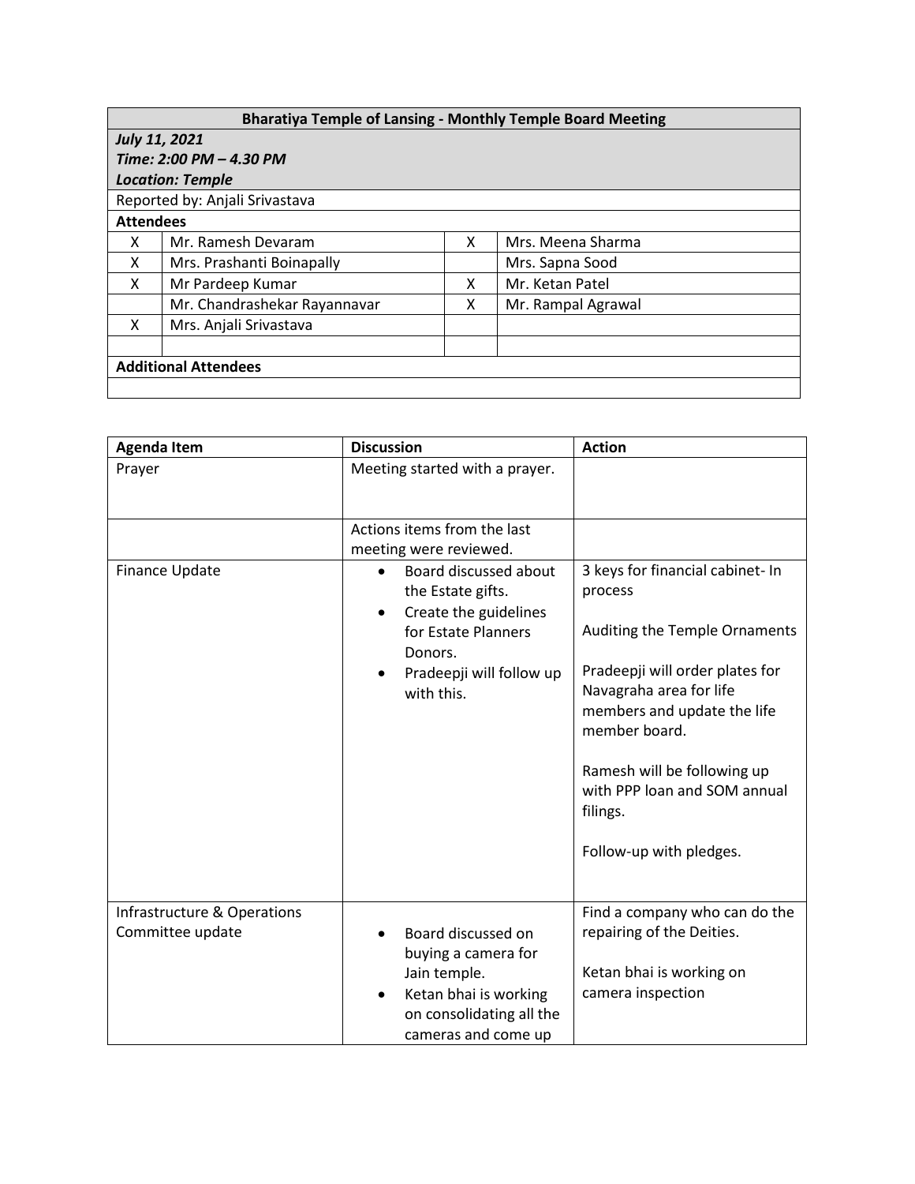| Bharatiya Temple of Lansing - Monthly Temple Board Meeting | | | |
|---|---|---|---|
| ***July 11, 2021*** | | | |
| ***Time: 2:00 PM – 4.30 PM*** | | | |
| ***Location: Temple*** | | | |
| Reported by: Anjali Srivastava | | | |
| **Attendees** | | | |
| X | Mr. Ramesh Devaram | X | Mrs. Meena Sharma |
| X | Mrs. Prashanti Boinapally | | Mrs. Sapna Sood |
| X | Mr Pardeep Kumar | X | Mr. Ketan Patel |
| | Mr. Chandrashekar Rayannavar | X | Mr. Rampal Agrawal |
| X | Mrs. Anjali Srivastava | | |
| | | | |
| **Additional Attendees** | | | |
| | | | |

| Agenda Item | Discussion | Action |
|---|---|---|
| Prayer | Meeting started with a prayer. | |
| | Actions items from the last meeting were reviewed. | |
| Finance Update | • Board discussed about the Estate gifts.<br>• Create the guidelines for Estate Planners Donors.<br>• Pradeepji will follow up with this. | 3 keys for financial cabinet- In process<br><br>Auditing the Temple Ornaments<br><br>Pradeepji will order plates for Navagraha area for life members and update the life member board.<br><br>Ramesh will be following up with PPP loan and SOM annual filings.<br><br>Follow-up with pledges. |
| Infrastructure & Operations Committee update | • Board discussed on buying a camera for Jain temple.<br>• Ketan bhai is working on consolidating all the cameras and come up | Find a company who can do the repairing of the Deities.<br><br>Ketan bhai is working on camera inspection |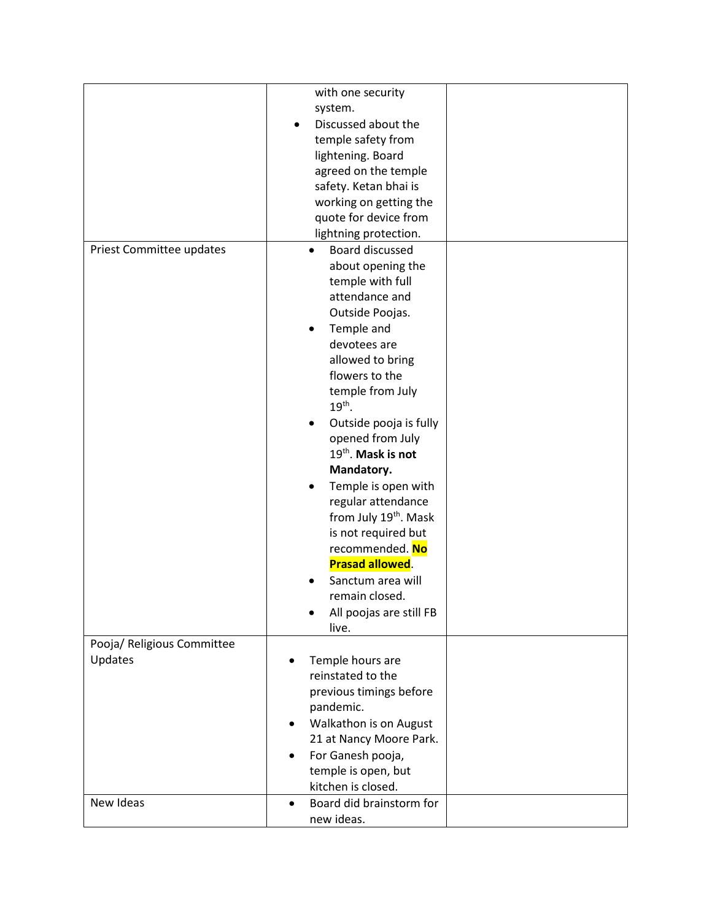| | | |
|---|---|---|
| | with one security system.<br>• Discussed about the temple safety from lightening. Board agreed on the temple safety. Ketan bhai is working on getting the quote for device from lightning protection. | |
| Priest Committee updates | • Board discussed about opening the temple with full attendance and Outside Poojas.<br>• Temple and devotees are allowed to bring flowers to the temple from July 19th.<br>• Outside pooja is fully opened from July 19th. **Mask is not Mandatory.**<br>• Temple is open with regular attendance from July 19th. Mask is not required but recommended. **No Prasad allowed**.<br>• Sanctum area will remain closed.<br>• All poojas are still FB live. | |
| Pooja/ Religious Committee Updates | • Temple hours are reinstated to the previous timings before pandemic.<br>• Walkathon is on August 21 at Nancy Moore Park.<br>• For Ganesh pooja, temple is open, but kitchen is closed. | |
| New Ideas | • Board did brainstorm for new ideas. | |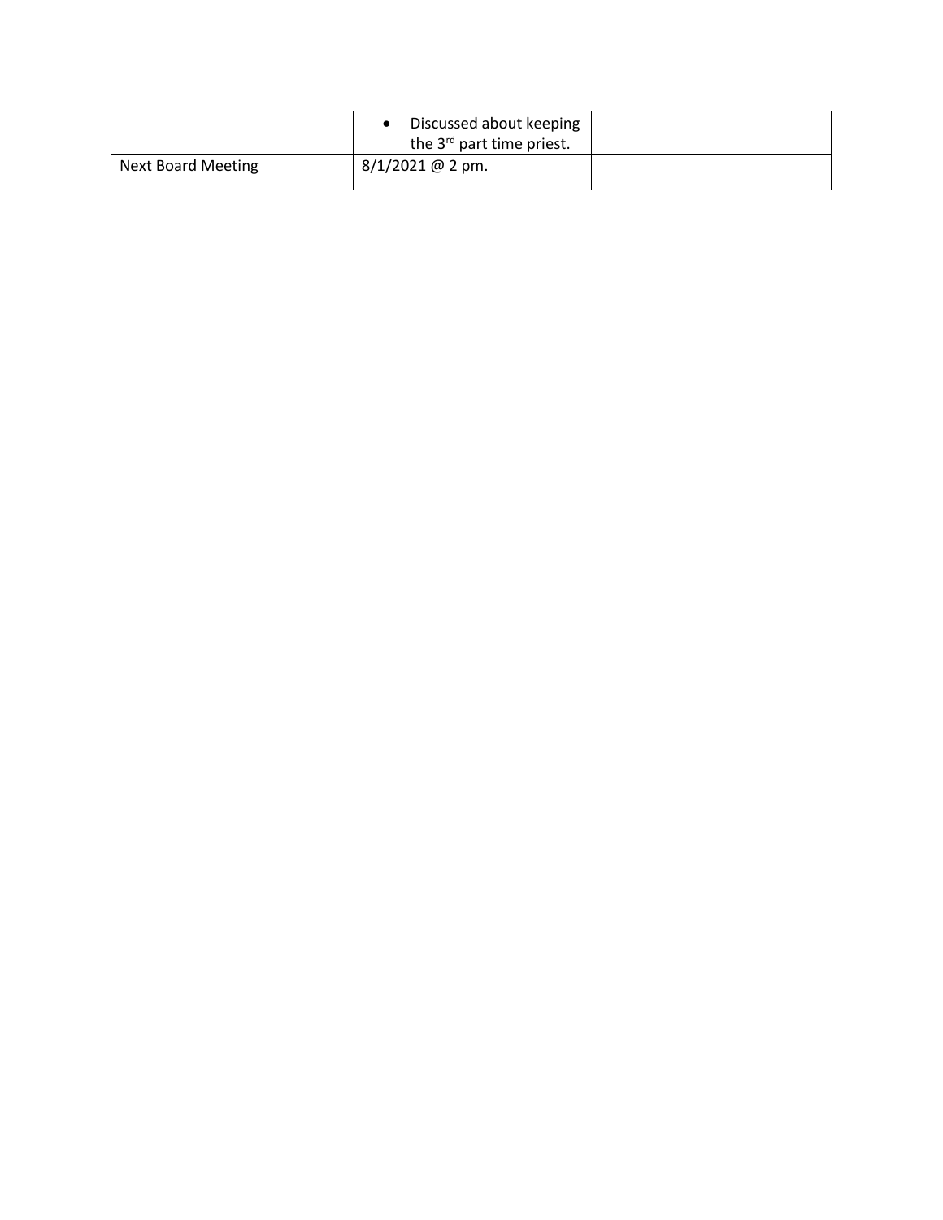| | | |
|---|---|---|
| | • Discussed about keeping the 3rd part time priest. | |
| Next Board Meeting | 8/1/2021 @ 2 pm. | |